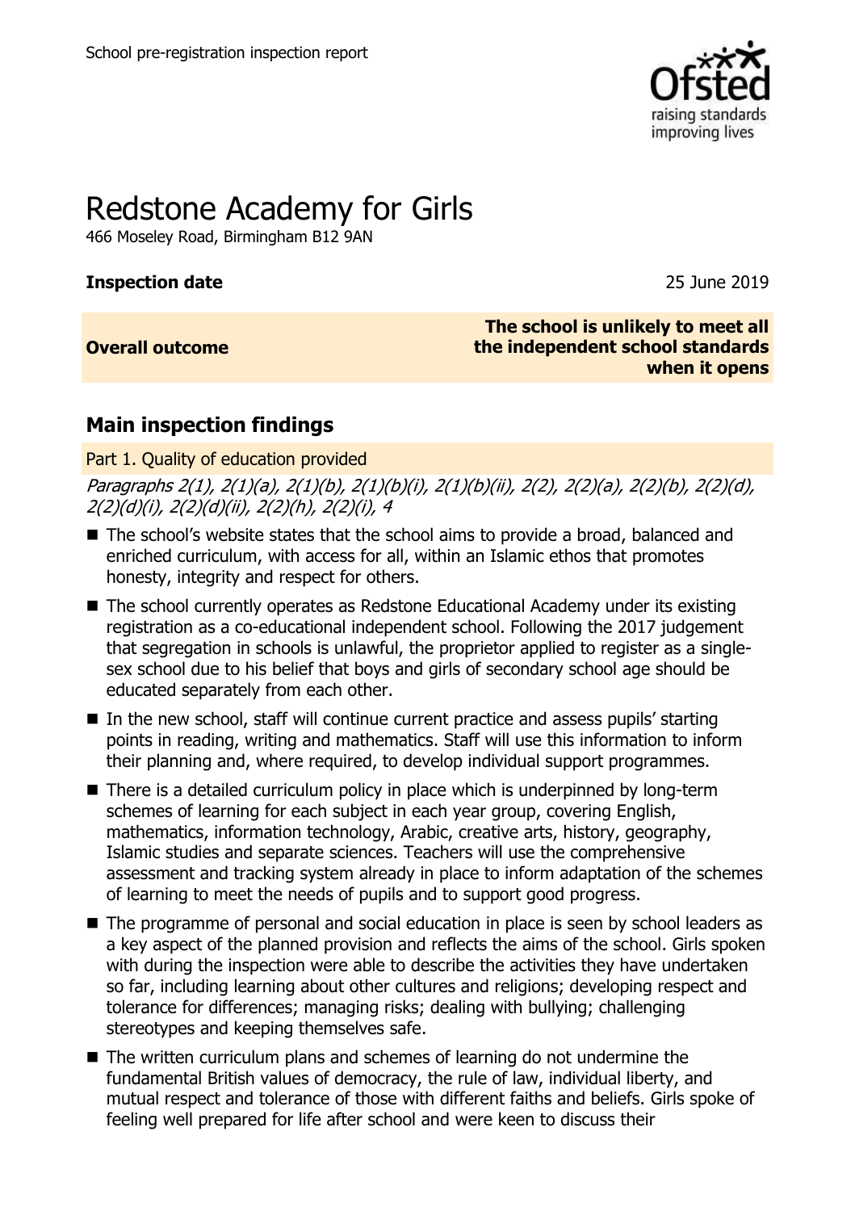School pre-registration inspection report

# Redstone Academy for Girls

466 Moseley Road, Birmingham B12 9AN

**Inspection date** 25 June 2019

| **Overall outcome** | **The school is unlikely to meet all the independent school standards when it opens** |
| --- | --- |

## Main inspection findings

### Part 1. Quality of education provided

*Paragraphs 2(1), 2(1)(a), 2(1)(b), 2(1)(b)(i), 2(1)(b)(ii), 2(2), 2(2)(a), 2(2)(b), 2(2)(d), 2(2)(d)(i), 2(2)(d)(ii), 2(2)(h), 2(2)(i), 4*

- The school's website states that the school aims to provide a broad, balanced and enriched curriculum, with access for all, within an Islamic ethos that promotes honesty, integrity and respect for others.
- The school currently operates as Redstone Educational Academy under its existing registration as a co-educational independent school. Following the 2017 judgement that segregation in schools is unlawful, the proprietor applied to register as a single-sex school due to his belief that boys and girls of secondary school age should be educated separately from each other.
- In the new school, staff will continue current practice and assess pupils' starting points in reading, writing and mathematics. Staff will use this information to inform their planning and, where required, to develop individual support programmes.
- There is a detailed curriculum policy in place which is underpinned by long-term schemes of learning for each subject in each year group, covering English, mathematics, information technology, Arabic, creative arts, history, geography, Islamic studies and separate sciences. Teachers will use the comprehensive assessment and tracking system already in place to inform adaptation of the schemes of learning to meet the needs of pupils and to support good progress.
- The programme of personal and social education in place is seen by school leaders as a key aspect of the planned provision and reflects the aims of the school. Girls spoken with during the inspection were able to describe the activities they have undertaken so far, including learning about other cultures and religions; developing respect and tolerance for differences; managing risks; dealing with bullying; challenging stereotypes and keeping themselves safe.
- The written curriculum plans and schemes of learning do not undermine the fundamental British values of democracy, the rule of law, individual liberty, and mutual respect and tolerance of those with different faiths and beliefs. Girls spoke of feeling well prepared for life after school and were keen to discuss their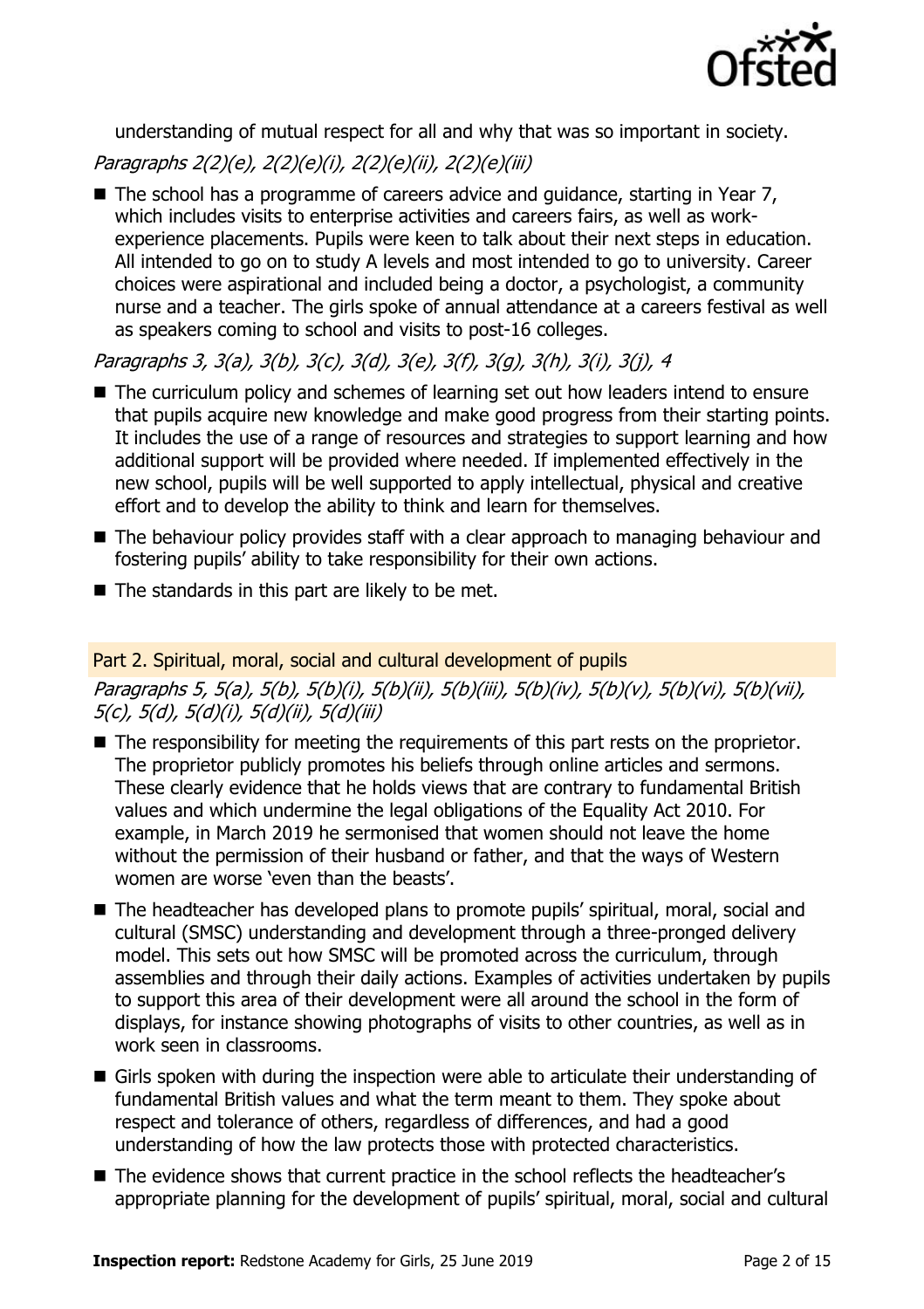understanding of mutual respect for all and why that was so important in society.

*Paragraphs 2(2)(e), 2(2)(e)(i), 2(2)(e)(ii), 2(2)(e)(iii)*

- The school has a programme of careers advice and guidance, starting in Year 7, which includes visits to enterprise activities and careers fairs, as well as work-experience placements. Pupils were keen to talk about their next steps in education. All intended to go on to study A levels and most intended to go to university. Career choices were aspirational and included being a doctor, a psychologist, a community nurse and a teacher. The girls spoke of annual attendance at a careers festival as well as speakers coming to school and visits to post-16 colleges.

*Paragraphs 3, 3(a), 3(b), 3(c), 3(d), 3(e), 3(f), 3(g), 3(h), 3(i), 3(j), 4*

- The curriculum policy and schemes of learning set out how leaders intend to ensure that pupils acquire new knowledge and make good progress from their starting points. It includes the use of a range of resources and strategies to support learning and how additional support will be provided where needed. If implemented effectively in the new school, pupils will be well supported to apply intellectual, physical and creative effort and to develop the ability to think and learn for themselves.
- The behaviour policy provides staff with a clear approach to managing behaviour and fostering pupils' ability to take responsibility for their own actions.
- The standards in this part are likely to be met.

## Part 2. Spiritual, moral, social and cultural development of pupils

*Paragraphs 5, 5(a), 5(b), 5(b)(i), 5(b)(ii), 5(b)(iii), 5(b)(iv), 5(b)(v), 5(b)(vi), 5(b)(vii), 5(c), 5(d), 5(d)(i), 5(d)(ii), 5(d)(iii)*

- The responsibility for meeting the requirements of this part rests on the proprietor. The proprietor publicly promotes his beliefs through online articles and sermons. These clearly evidence that he holds views that are contrary to fundamental British values and which undermine the legal obligations of the Equality Act 2010. For example, in March 2019 he sermonised that women should not leave the home without the permission of their husband or father, and that the ways of Western women are worse 'even than the beasts'.
- The headteacher has developed plans to promote pupils' spiritual, moral, social and cultural (SMSC) understanding and development through a three-pronged delivery model. This sets out how SMSC will be promoted across the curriculum, through assemblies and through their daily actions. Examples of activities undertaken by pupils to support this area of their development were all around the school in the form of displays, for instance showing photographs of visits to other countries, as well as in work seen in classrooms.
- Girls spoken with during the inspection were able to articulate their understanding of fundamental British values and what the term meant to them. They spoke about respect and tolerance of others, regardless of differences, and had a good understanding of how the law protects those with protected characteristics.
- The evidence shows that current practice in the school reflects the headteacher's appropriate planning for the development of pupils' spiritual, moral, social and cultural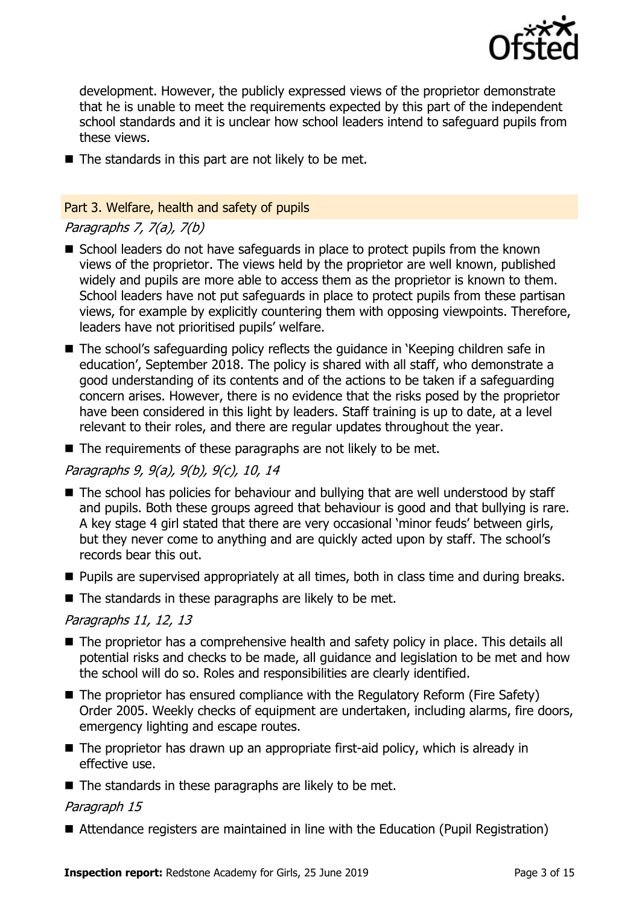development. However, the publicly expressed views of the proprietor demonstrate that he is unable to meet the requirements expected by this part of the independent school standards and it is unclear how school leaders intend to safeguard pupils from these views.

- The standards in this part are not likely to be met.

## Part 3. Welfare, health and safety of pupils

*Paragraphs 7, 7(a), 7(b)*

- School leaders do not have safeguards in place to protect pupils from the known views of the proprietor. The views held by the proprietor are well known, published widely and pupils are more able to access them as the proprietor is known to them. School leaders have not put safeguards in place to protect pupils from these partisan views, for example by explicitly countering them with opposing viewpoints. Therefore, leaders have not prioritised pupils' welfare.
- The school's safeguarding policy reflects the guidance in 'Keeping children safe in education', September 2018. The policy is shared with all staff, who demonstrate a good understanding of its contents and of the actions to be taken if a safeguarding concern arises. However, there is no evidence that the risks posed by the proprietor have been considered in this light by leaders. Staff training is up to date, at a level relevant to their roles, and there are regular updates throughout the year.
- The requirements of these paragraphs are not likely to be met.

*Paragraphs 9, 9(a), 9(b), 9(c), 10, 14*

- The school has policies for behaviour and bullying that are well understood by staff and pupils. Both these groups agreed that behaviour is good and that bullying is rare. A key stage 4 girl stated that there are very occasional 'minor feuds' between girls, but they never come to anything and are quickly acted upon by staff. The school's records bear this out.
- Pupils are supervised appropriately at all times, both in class time and during breaks.
- The standards in these paragraphs are likely to be met.

*Paragraphs 11, 12, 13*

- The proprietor has a comprehensive health and safety policy in place. This details all potential risks and checks to be made, all guidance and legislation to be met and how the school will do so. Roles and responsibilities are clearly identified.
- The proprietor has ensured compliance with the Regulatory Reform (Fire Safety) Order 2005. Weekly checks of equipment are undertaken, including alarms, fire doors, emergency lighting and escape routes.
- The proprietor has drawn up an appropriate first-aid policy, which is already in effective use.
- The standards in these paragraphs are likely to be met.

*Paragraph 15*

- Attendance registers are maintained in line with the Education (Pupil Registration)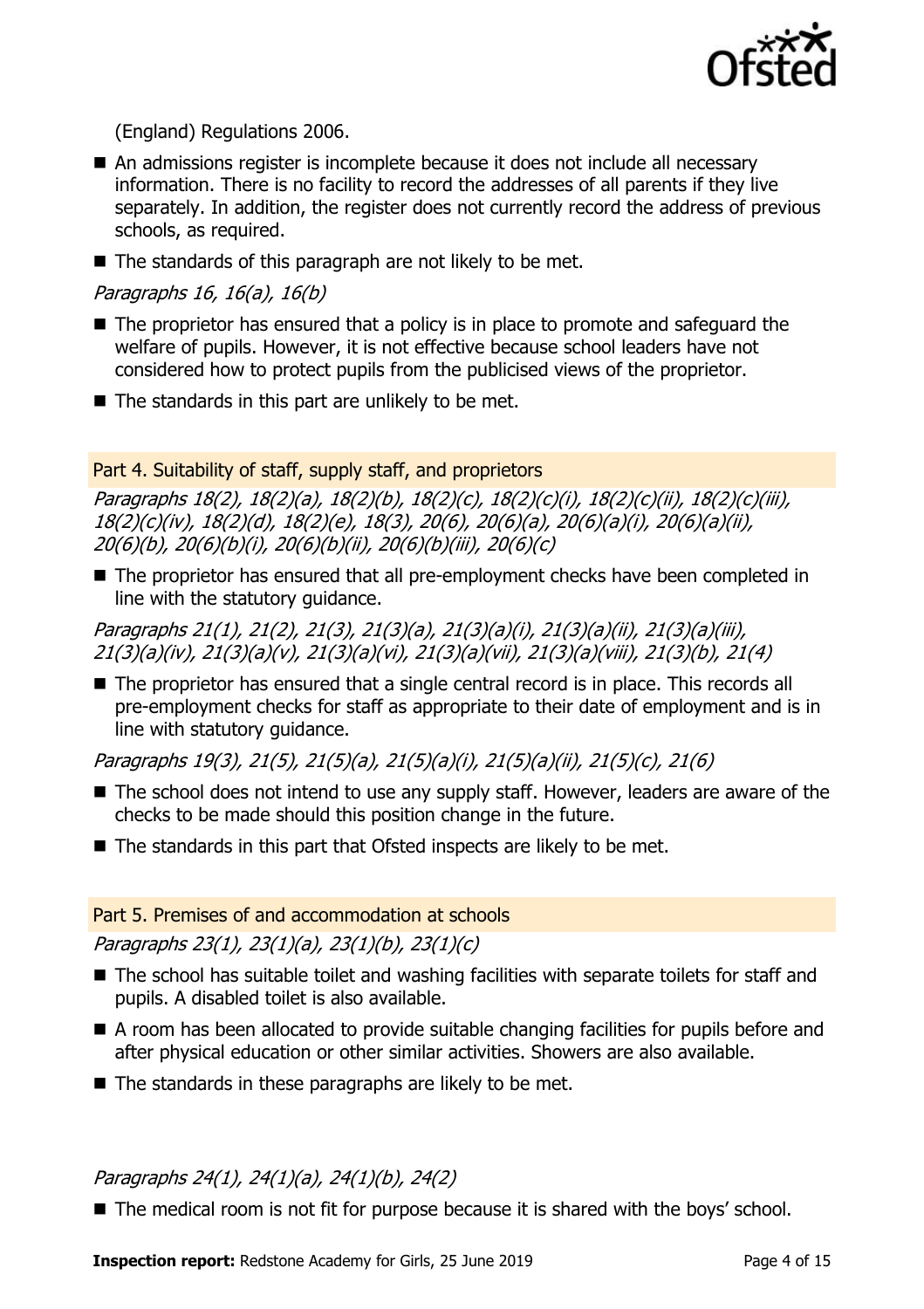(England) Regulations 2006.

- An admissions register is incomplete because it does not include all necessary information. There is no facility to record the addresses of all parents if they live separately. In addition, the register does not currently record the address of previous schools, as required.
- The standards of this paragraph are not likely to be met.

*Paragraphs 16, 16(a), 16(b)*

- The proprietor has ensured that a policy is in place to promote and safeguard the welfare of pupils. However, it is not effective because school leaders have not considered how to protect pupils from the publicised views of the proprietor.
- The standards in this part are unlikely to be met.

## Part 4. Suitability of staff, supply staff, and proprietors

*Paragraphs 18(2), 18(2)(a), 18(2)(b), 18(2)(c), 18(2)(c)(i), 18(2)(c)(ii), 18(2)(c)(iii), 18(2)(c)(iv), 18(2)(d), 18(2)(e), 18(3), 20(6), 20(6)(a), 20(6)(a)(i), 20(6)(a)(ii), 20(6)(b), 20(6)(b)(i), 20(6)(b)(ii), 20(6)(b)(iii), 20(6)(c)*

- The proprietor has ensured that all pre-employment checks have been completed in line with the statutory guidance.

*Paragraphs 21(1), 21(2), 21(3), 21(3)(a), 21(3)(a)(i), 21(3)(a)(ii), 21(3)(a)(iii), 21(3)(a)(iv), 21(3)(a)(v), 21(3)(a)(vi), 21(3)(a)(vii), 21(3)(a)(viii), 21(3)(b), 21(4)*

- The proprietor has ensured that a single central record is in place. This records all pre-employment checks for staff as appropriate to their date of employment and is in line with statutory guidance.

*Paragraphs 19(3), 21(5), 21(5)(a), 21(5)(a)(i), 21(5)(a)(ii), 21(5)(c), 21(6)*

- The school does not intend to use any supply staff. However, leaders are aware of the checks to be made should this position change in the future.
- The standards in this part that Ofsted inspects are likely to be met.

## Part 5. Premises of and accommodation at schools

*Paragraphs 23(1), 23(1)(a), 23(1)(b), 23(1)(c)*

- The school has suitable toilet and washing facilities with separate toilets for staff and pupils. A disabled toilet is also available.
- A room has been allocated to provide suitable changing facilities for pupils before and after physical education or other similar activities. Showers are also available.
- The standards in these paragraphs are likely to be met.

*Paragraphs 24(1), 24(1)(a), 24(1)(b), 24(2)*

- The medical room is not fit for purpose because it is shared with the boys' school.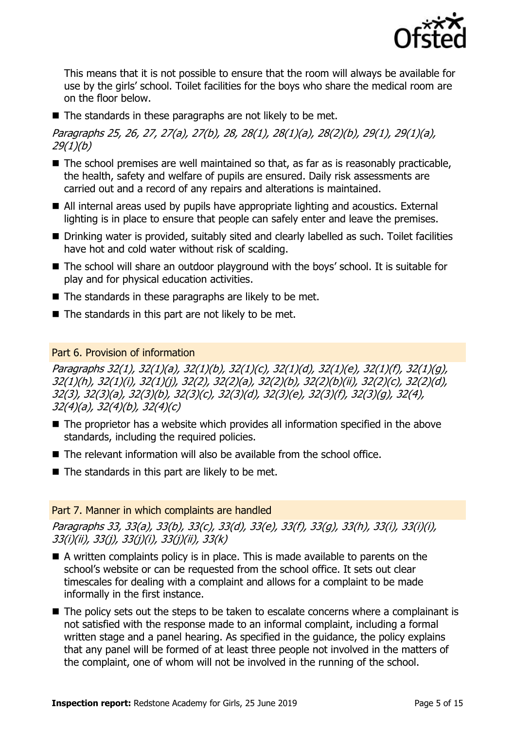This means that it is not possible to ensure that the room will always be available for use by the girls' school. Toilet facilities for the boys who share the medical room are on the floor below.

- The standards in these paragraphs are not likely to be met.

*Paragraphs 25, 26, 27, 27(a), 27(b), 28, 28(1), 28(1)(a), 28(2)(b), 29(1), 29(1)(a), 29(1)(b)*

- The school premises are well maintained so that, as far as is reasonably practicable, the health, safety and welfare of pupils are ensured. Daily risk assessments are carried out and a record of any repairs and alterations is maintained.
- All internal areas used by pupils have appropriate lighting and acoustics. External lighting is in place to ensure that people can safely enter and leave the premises.
- Drinking water is provided, suitably sited and clearly labelled as such. Toilet facilities have hot and cold water without risk of scalding.
- The school will share an outdoor playground with the boys' school. It is suitable for play and for physical education activities.
- The standards in these paragraphs are likely to be met.
- The standards in this part are not likely to be met.

## Part 6. Provision of information

*Paragraphs 32(1), 32(1)(a), 32(1)(b), 32(1)(c), 32(1)(d), 32(1)(e), 32(1)(f), 32(1)(g), 32(1)(h), 32(1)(i), 32(1)(j), 32(2), 32(2)(a), 32(2)(b), 32(2)(b)(ii), 32(2)(c), 32(2)(d), 32(3), 32(3)(a), 32(3)(b), 32(3)(c), 32(3)(d), 32(3)(e), 32(3)(f), 32(3)(g), 32(4), 32(4)(a), 32(4)(b), 32(4)(c)*

- The proprietor has a website which provides all information specified in the above standards, including the required policies.
- The relevant information will also be available from the school office.
- The standards in this part are likely to be met.

## Part 7. Manner in which complaints are handled

*Paragraphs 33, 33(a), 33(b), 33(c), 33(d), 33(e), 33(f), 33(g), 33(h), 33(i), 33(i)(i), 33(i)(ii), 33(j), 33(j)(i), 33(j)(ii), 33(k)*

- A written complaints policy is in place. This is made available to parents on the school's website or can be requested from the school office. It sets out clear timescales for dealing with a complaint and allows for a complaint to be made informally in the first instance.
- The policy sets out the steps to be taken to escalate concerns where a complainant is not satisfied with the response made to an informal complaint, including a formal written stage and a panel hearing. As specified in the guidance, the policy explains that any panel will be formed of at least three people not involved in the matters of the complaint, one of whom will not be involved in the running of the school.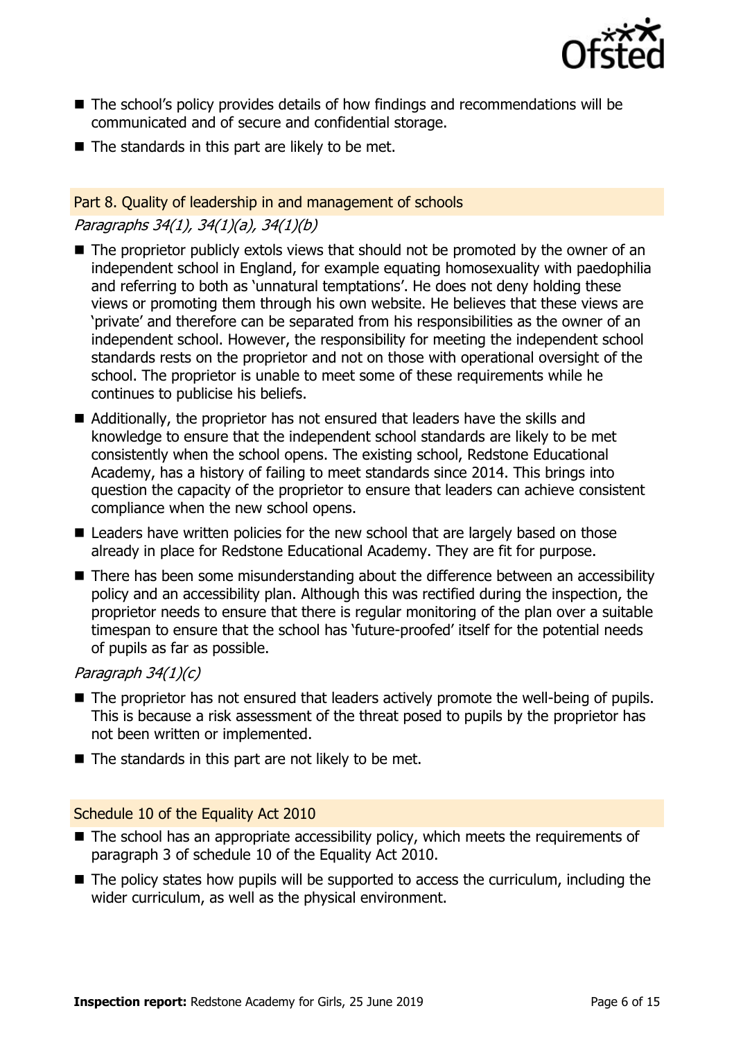- The school's policy provides details of how findings and recommendations will be communicated and of secure and confidential storage.
- The standards in this part are likely to be met.

### Part 8. Quality of leadership in and management of schools

*Paragraphs 34(1), 34(1)(a), 34(1)(b)*

- The proprietor publicly extols views that should not be promoted by the owner of an independent school in England, for example equating homosexuality with paedophilia and referring to both as 'unnatural temptations'. He does not deny holding these views or promoting them through his own website. He believes that these views are 'private' and therefore can be separated from his responsibilities as the owner of an independent school. However, the responsibility for meeting the independent school standards rests on the proprietor and not on those with operational oversight of the school. The proprietor is unable to meet some of these requirements while he continues to publicise his beliefs.
- Additionally, the proprietor has not ensured that leaders have the skills and knowledge to ensure that the independent school standards are likely to be met consistently when the school opens. The existing school, Redstone Educational Academy, has a history of failing to meet standards since 2014. This brings into question the capacity of the proprietor to ensure that leaders can achieve consistent compliance when the new school opens.
- Leaders have written policies for the new school that are largely based on those already in place for Redstone Educational Academy. They are fit for purpose.
- There has been some misunderstanding about the difference between an accessibility policy and an accessibility plan. Although this was rectified during the inspection, the proprietor needs to ensure that there is regular monitoring of the plan over a suitable timespan to ensure that the school has 'future-proofed' itself for the potential needs of pupils as far as possible.

*Paragraph 34(1)(c)*

- The proprietor has not ensured that leaders actively promote the well-being of pupils. This is because a risk assessment of the threat posed to pupils by the proprietor has not been written or implemented.
- The standards in this part are not likely to be met.

### Schedule 10 of the Equality Act 2010

- The school has an appropriate accessibility policy, which meets the requirements of paragraph 3 of schedule 10 of the Equality Act 2010.
- The policy states how pupils will be supported to access the curriculum, including the wider curriculum, as well as the physical environment.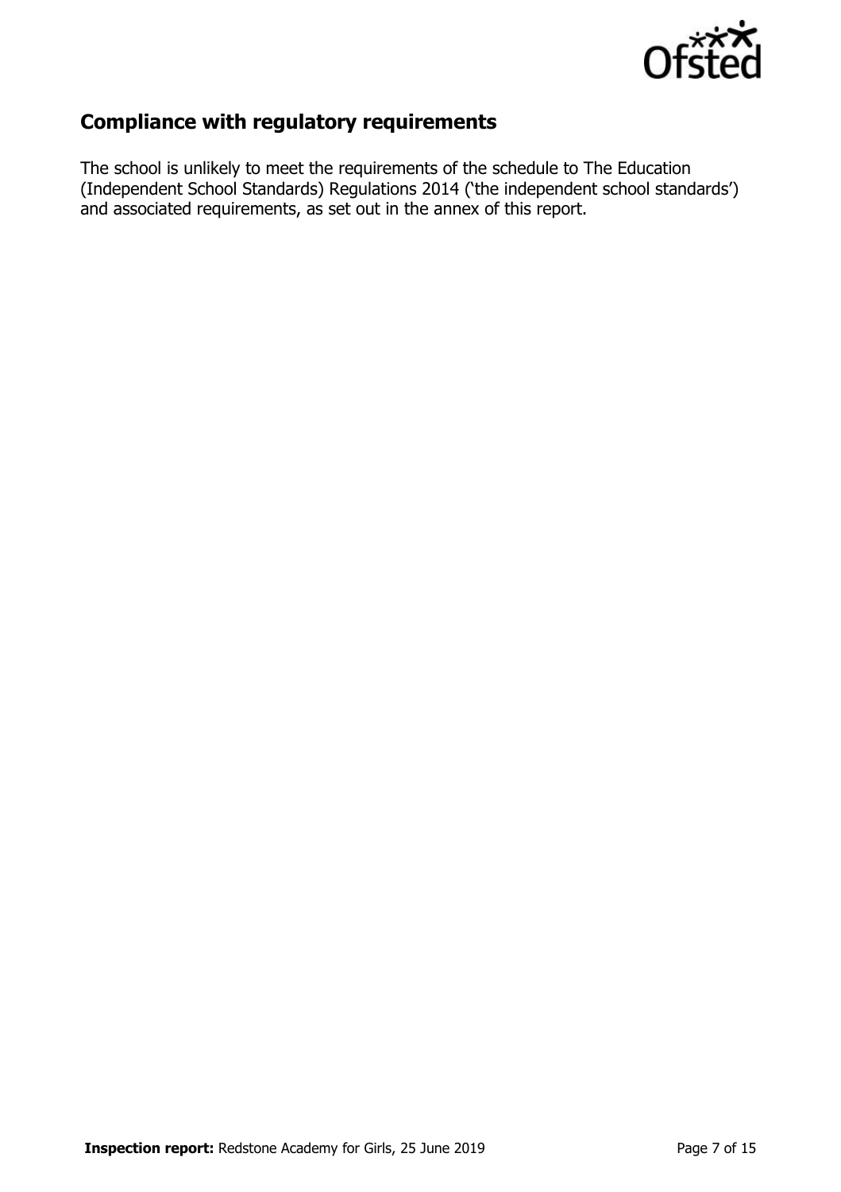## Compliance with regulatory requirements

The school is unlikely to meet the requirements of the schedule to The Education (Independent School Standards) Regulations 2014 ('the independent school standards') and associated requirements, as set out in the annex of this report.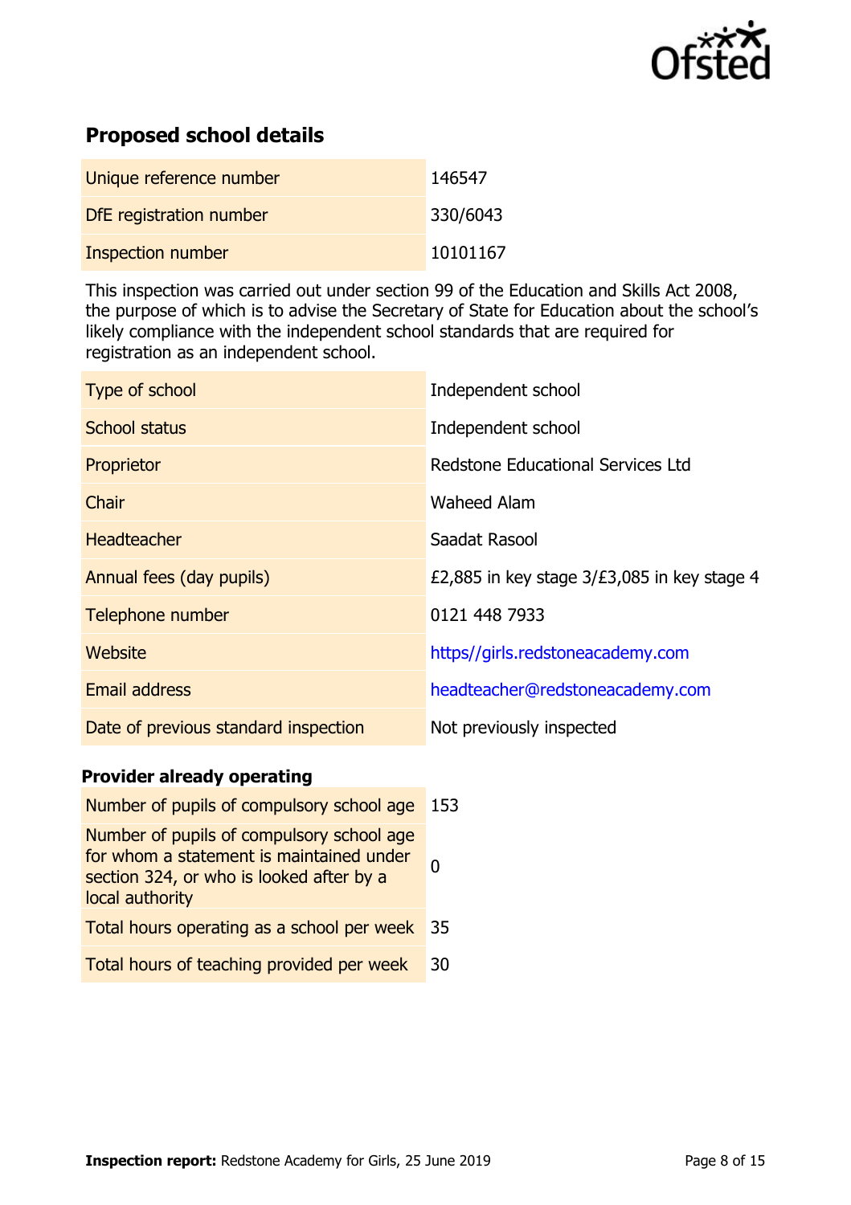## Proposed school details

| | |
|---|---|
| Unique reference number | 146547 |
| DfE registration number | 330/6043 |
| Inspection number | 10101167 |

This inspection was carried out under section 99 of the Education and Skills Act 2008, the purpose of which is to advise the Secretary of State for Education about the school's likely compliance with the independent school standards that are required for registration as an independent school.

| | |
|---|---|
| Type of school | Independent school |
| School status | Independent school |
| Proprietor | Redstone Educational Services Ltd |
| Chair | Waheed Alam |
| Headteacher | Saadat Rasool |
| Annual fees (day pupils) | £2,885 in key stage 3/£3,085 in key stage 4 |
| Telephone number | 0121 448 7933 |
| Website | https//girls.redstoneacademy.com |
| Email address | headteacher@redstoneacademy.com |
| Date of previous standard inspection | Not previously inspected |

### Provider already operating

| | |
|---|---|
| Number of pupils of compulsory school age | 153 |
| Number of pupils of compulsory school age for whom a statement is maintained under section 324, or who is looked after by a local authority | 0 |
| Total hours operating as a school per week | 35 |
| Total hours of teaching provided per week | 30 |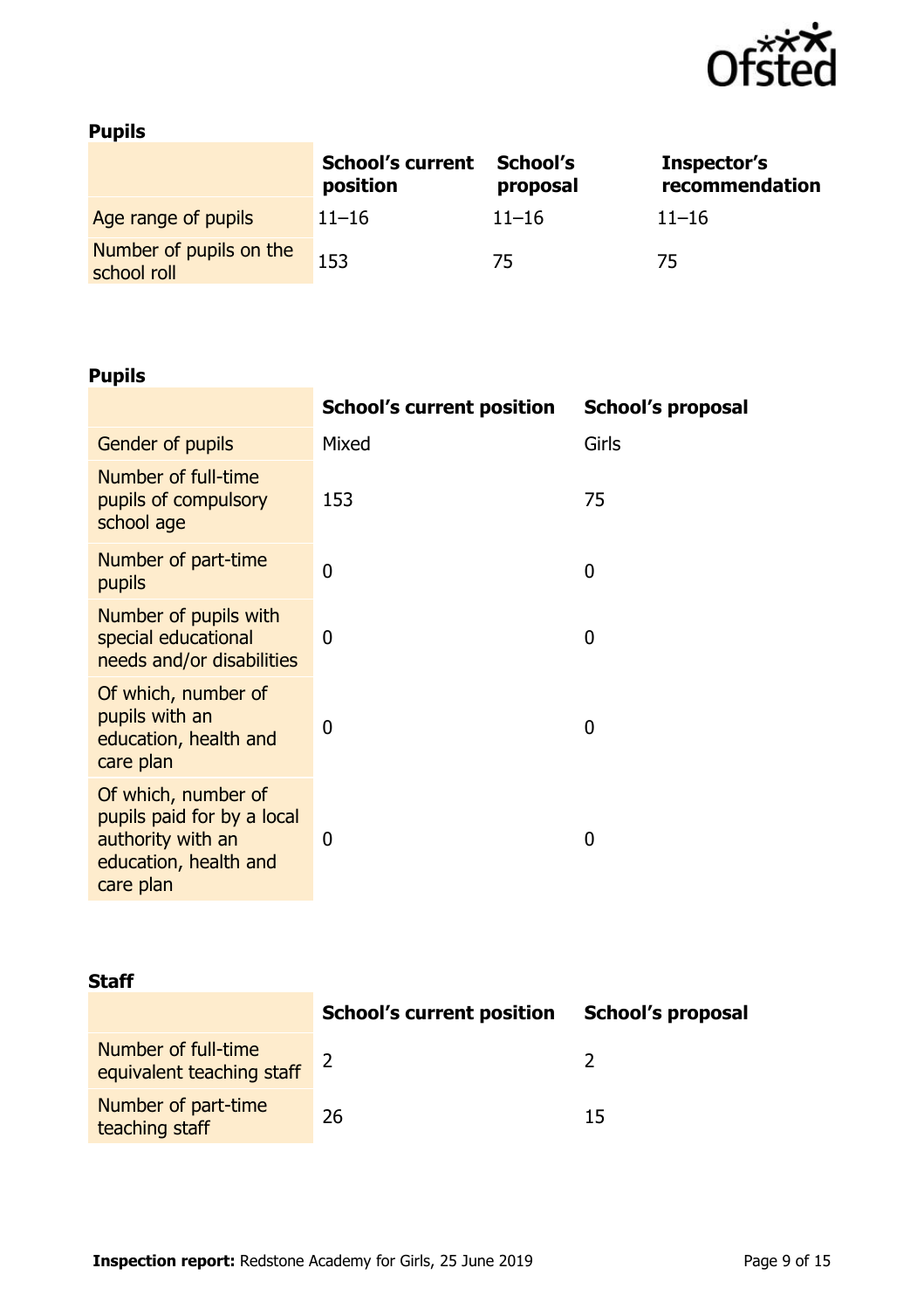### Pupils

| | School's current position | School's proposal | Inspector's recommendation |
|---|---|---|---|
| Age range of pupils | 11–16 | 11–16 | 11–16 |
| Number of pupils on the school roll | 153 | 75 | 75 |

### Pupils

| | School's current position | School's proposal |
|---|---|---|
| Gender of pupils | Mixed | Girls |
| Number of full-time pupils of compulsory school age | 153 | 75 |
| Number of part-time pupils | 0 | 0 |
| Number of pupils with special educational needs and/or disabilities | 0 | 0 |
| Of which, number of pupils with an education, health and care plan | 0 | 0 |
| Of which, number of pupils paid for by a local authority with an education, health and care plan | 0 | 0 |

### Staff

| | School's current position | School's proposal |
|---|---|---|
| Number of full-time equivalent teaching staff | 2 | 2 |
| Number of part-time teaching staff | 26 | 15 |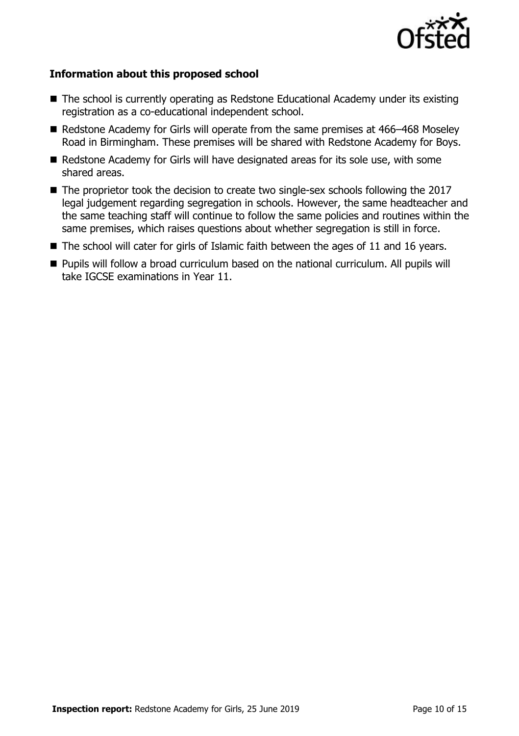### Information about this proposed school

- The school is currently operating as Redstone Educational Academy under its existing registration as a co-educational independent school.
- Redstone Academy for Girls will operate from the same premises at 466–468 Moseley Road in Birmingham. These premises will be shared with Redstone Academy for Boys.
- Redstone Academy for Girls will have designated areas for its sole use, with some shared areas.
- The proprietor took the decision to create two single-sex schools following the 2017 legal judgement regarding segregation in schools. However, the same headteacher and the same teaching staff will continue to follow the same policies and routines within the same premises, which raises questions about whether segregation is still in force.
- The school will cater for girls of Islamic faith between the ages of 11 and 16 years.
- Pupils will follow a broad curriculum based on the national curriculum. All pupils will take IGCSE examinations in Year 11.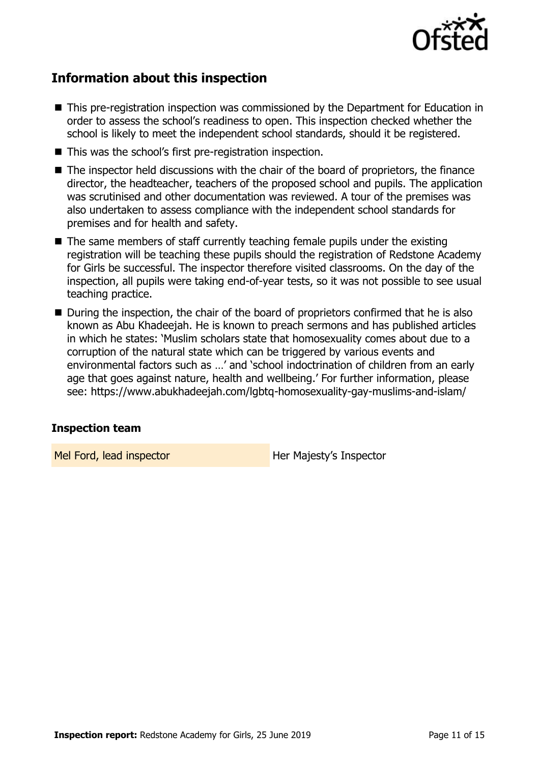## Information about this inspection

- This pre-registration inspection was commissioned by the Department for Education in order to assess the school's readiness to open. This inspection checked whether the school is likely to meet the independent school standards, should it be registered.
- This was the school's first pre-registration inspection.
- The inspector held discussions with the chair of the board of proprietors, the finance director, the headteacher, teachers of the proposed school and pupils. The application was scrutinised and other documentation was reviewed. A tour of the premises was also undertaken to assess compliance with the independent school standards for premises and for health and safety.
- The same members of staff currently teaching female pupils under the existing registration will be teaching these pupils should the registration of Redstone Academy for Girls be successful. The inspector therefore visited classrooms. On the day of the inspection, all pupils were taking end-of-year tests, so it was not possible to see usual teaching practice.
- During the inspection, the chair of the board of proprietors confirmed that he is also known as Abu Khadeejah. He is known to preach sermons and has published articles in which he states: 'Muslim scholars state that homosexuality comes about due to a corruption of the natural state which can be triggered by various events and environmental factors such as …' and 'school indoctrination of children from an early age that goes against nature, health and wellbeing.' For further information, please see: https://www.abukhadeejah.com/lgbtq-homosexuality-gay-muslims-and-islam/

### Inspection team

| | |
|---|---|
| Mel Ford, lead inspector | Her Majesty's Inspector |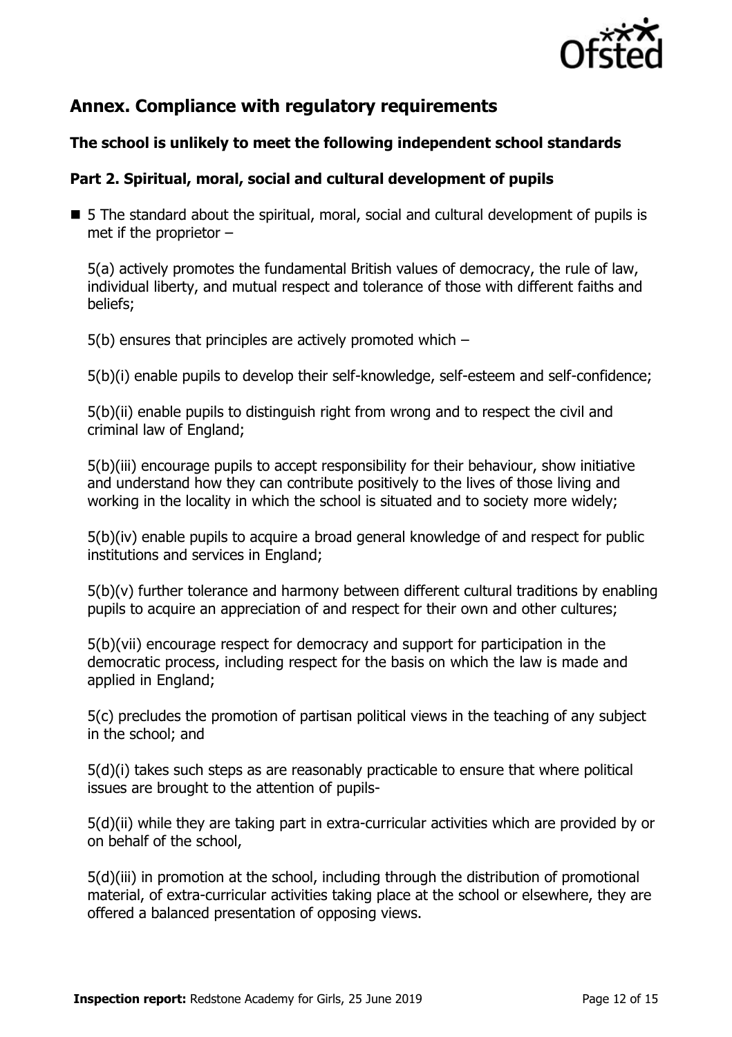## Annex. Compliance with regulatory requirements

### The school is unlikely to meet the following independent school standards

### Part 2. Spiritual, moral, social and cultural development of pupils

- 5 The standard about the spiritual, moral, social and cultural development of pupils is met if the proprietor –

  5(a) actively promotes the fundamental British values of democracy, the rule of law, individual liberty, and mutual respect and tolerance of those with different faiths and beliefs;

  5(b) ensures that principles are actively promoted which –

  5(b)(i) enable pupils to develop their self-knowledge, self-esteem and self-confidence;

  5(b)(ii) enable pupils to distinguish right from wrong and to respect the civil and criminal law of England;

  5(b)(iii) encourage pupils to accept responsibility for their behaviour, show initiative and understand how they can contribute positively to the lives of those living and working in the locality in which the school is situated and to society more widely;

  5(b)(iv) enable pupils to acquire a broad general knowledge of and respect for public institutions and services in England;

  5(b)(v) further tolerance and harmony between different cultural traditions by enabling pupils to acquire an appreciation of and respect for their own and other cultures;

  5(b)(vii) encourage respect for democracy and support for participation in the democratic process, including respect for the basis on which the law is made and applied in England;

  5(c) precludes the promotion of partisan political views in the teaching of any subject in the school; and

  5(d)(i) takes such steps as are reasonably practicable to ensure that where political issues are brought to the attention of pupils-

  5(d)(ii) while they are taking part in extra-curricular activities which are provided by or on behalf of the school,

  5(d)(iii) in promotion at the school, including through the distribution of promotional material, of extra-curricular activities taking place at the school or elsewhere, they are offered a balanced presentation of opposing views.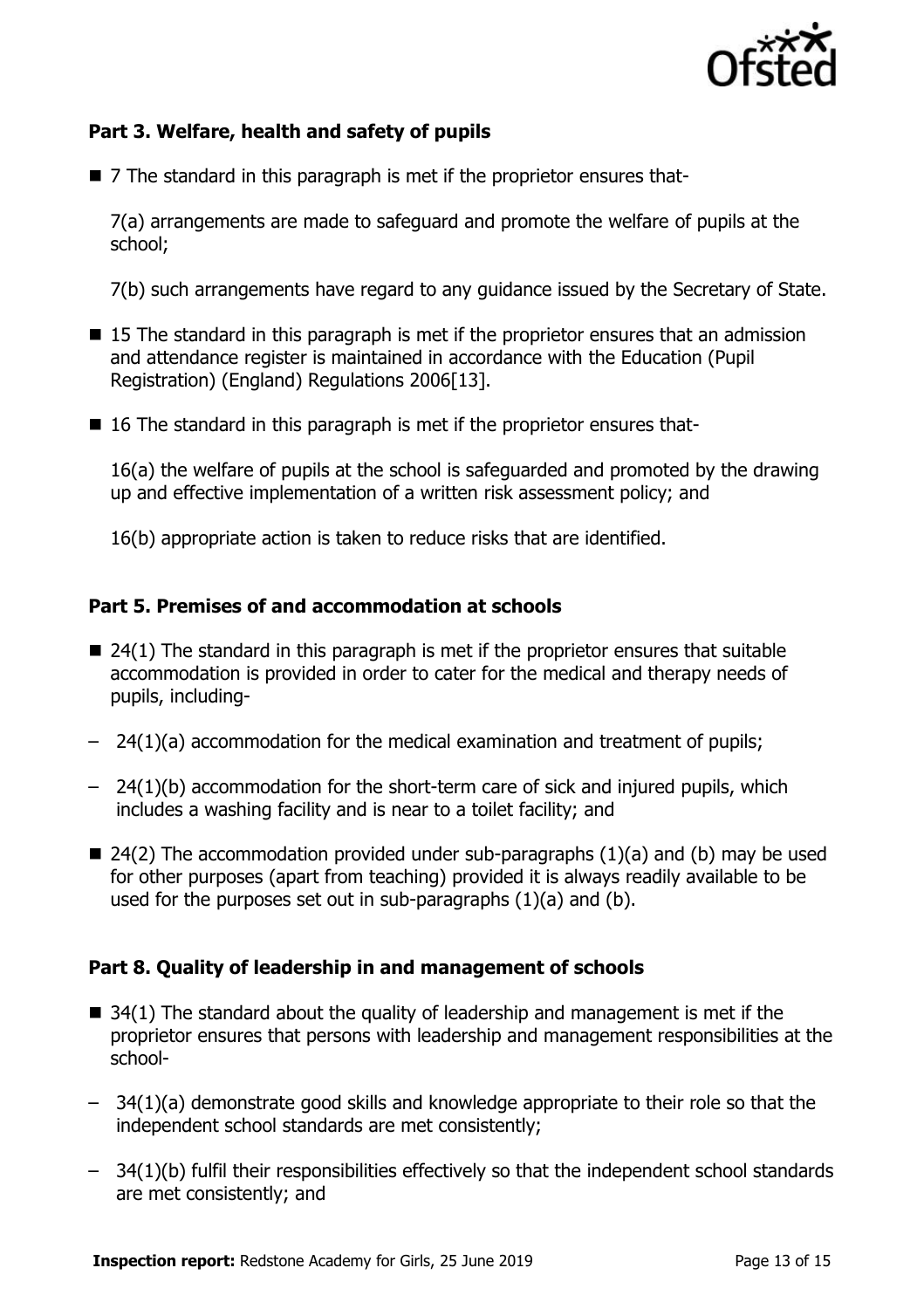### Part 3. Welfare, health and safety of pupils

- 7 The standard in this paragraph is met if the proprietor ensures that-

  7(a) arrangements are made to safeguard and promote the welfare of pupils at the school;

  7(b) such arrangements have regard to any guidance issued by the Secretary of State.

- 15 The standard in this paragraph is met if the proprietor ensures that an admission and attendance register is maintained in accordance with the Education (Pupil Registration) (England) Regulations 2006[13].

- 16 The standard in this paragraph is met if the proprietor ensures that-

  16(a) the welfare of pupils at the school is safeguarded and promoted by the drawing up and effective implementation of a written risk assessment policy; and

  16(b) appropriate action is taken to reduce risks that are identified.

### Part 5. Premises of and accommodation at schools

- 24(1) The standard in this paragraph is met if the proprietor ensures that suitable accommodation is provided in order to cater for the medical and therapy needs of pupils, including-
  - 24(1)(a) accommodation for the medical examination and treatment of pupils;
  - 24(1)(b) accommodation for the short-term care of sick and injured pupils, which includes a washing facility and is near to a toilet facility; and
- 24(2) The accommodation provided under sub-paragraphs (1)(a) and (b) may be used for other purposes (apart from teaching) provided it is always readily available to be used for the purposes set out in sub-paragraphs (1)(a) and (b).

### Part 8. Quality of leadership in and management of schools

- 34(1) The standard about the quality of leadership and management is met if the proprietor ensures that persons with leadership and management responsibilities at the school-
  - 34(1)(a) demonstrate good skills and knowledge appropriate to their role so that the independent school standards are met consistently;
  - 34(1)(b) fulfil their responsibilities effectively so that the independent school standards are met consistently; and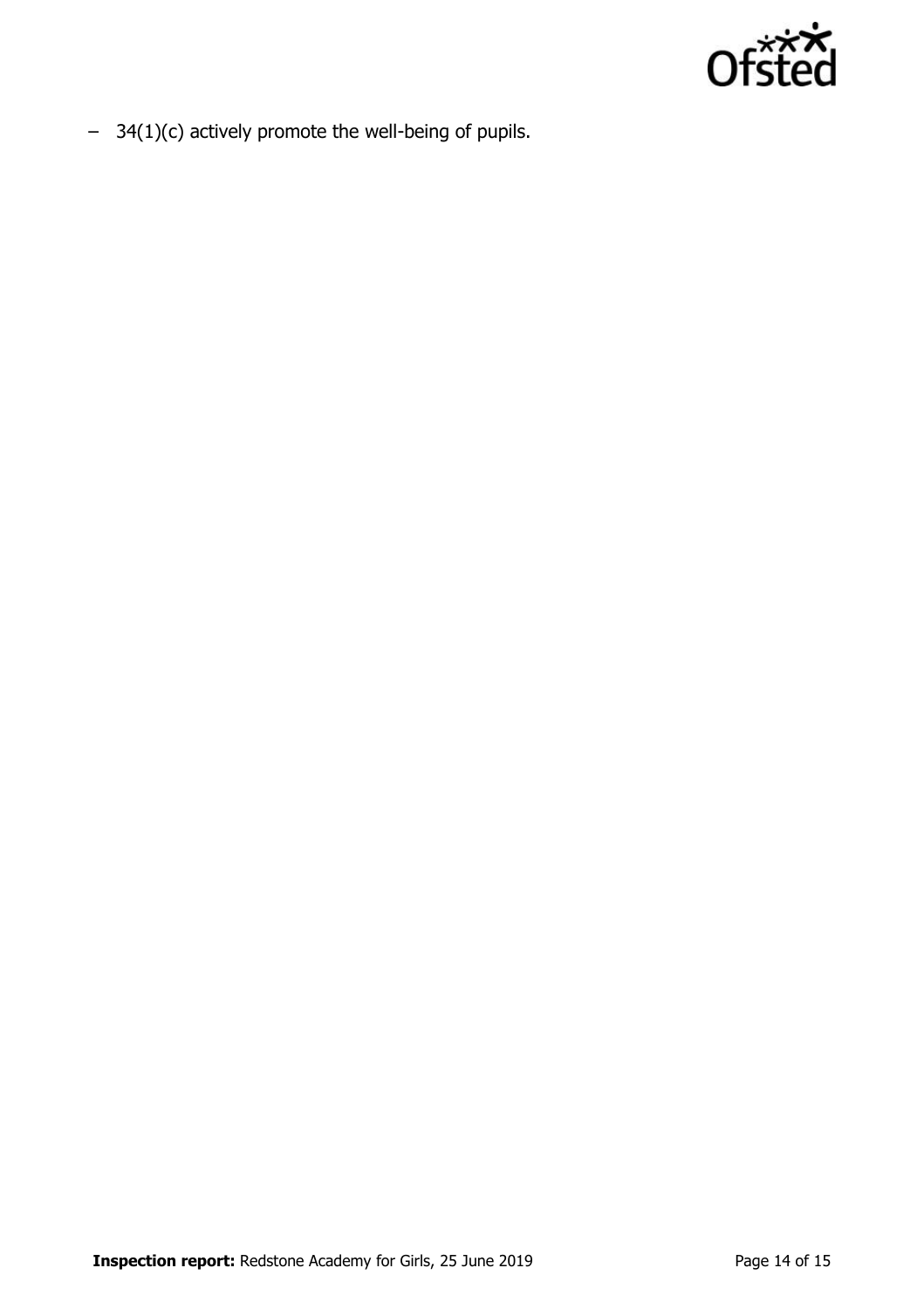– 34(1)(c) actively promote the well-being of pupils.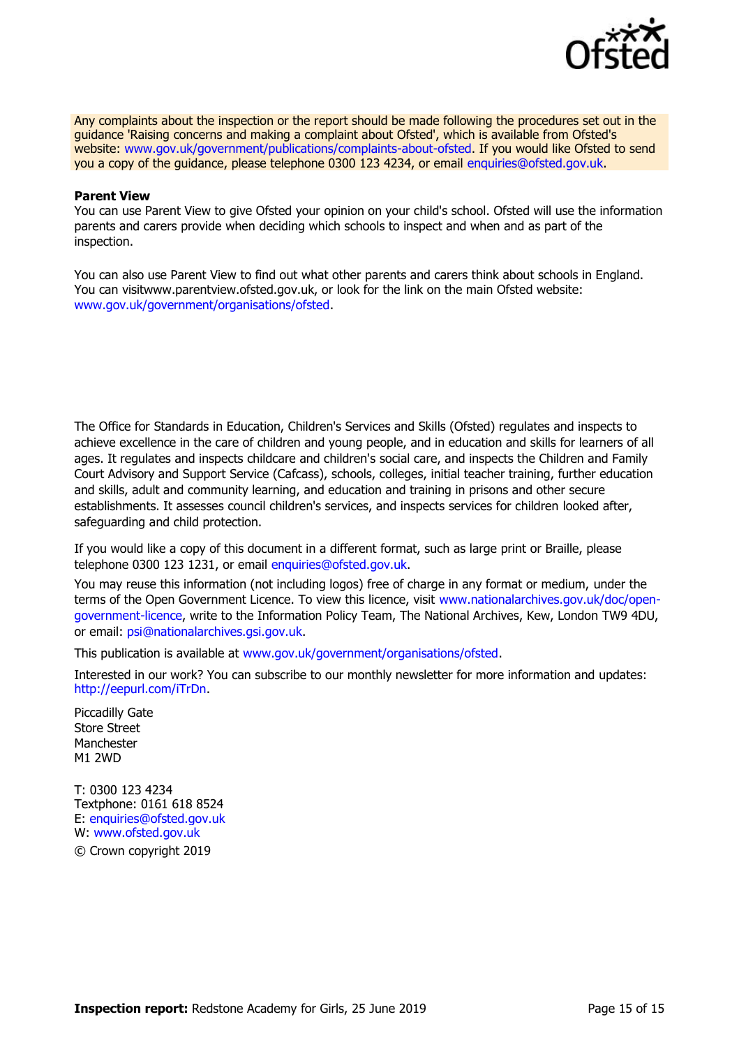Any complaints about the inspection or the report should be made following the procedures set out in the guidance 'Raising concerns and making a complaint about Ofsted', which is available from Ofsted's website: www.gov.uk/government/publications/complaints-about-ofsted. If you would like Ofsted to send you a copy of the guidance, please telephone 0300 123 4234, or email enquiries@ofsted.gov.uk.

**Parent View**
You can use Parent View to give Ofsted your opinion on your child's school. Ofsted will use the information parents and carers provide when deciding which schools to inspect and when and as part of the inspection.

You can also use Parent View to find out what other parents and carers think about schools in England. You can visitwww.parentview.ofsted.gov.uk, or look for the link on the main Ofsted website: www.gov.uk/government/organisations/ofsted.

The Office for Standards in Education, Children's Services and Skills (Ofsted) regulates and inspects to achieve excellence in the care of children and young people, and in education and skills for learners of all ages. It regulates and inspects childcare and children's social care, and inspects the Children and Family Court Advisory and Support Service (Cafcass), schools, colleges, initial teacher training, further education and skills, adult and community learning, and education and training in prisons and other secure establishments. It assesses council children's services, and inspects services for children looked after, safeguarding and child protection.

If you would like a copy of this document in a different format, such as large print or Braille, please telephone 0300 123 1231, or email enquiries@ofsted.gov.uk.

You may reuse this information (not including logos) free of charge in any format or medium, under the terms of the Open Government Licence. To view this licence, visit www.nationalarchives.gov.uk/doc/open-government-licence, write to the Information Policy Team, The National Archives, Kew, London TW9 4DU, or email: psi@nationalarchives.gsi.gov.uk.

This publication is available at www.gov.uk/government/organisations/ofsted.

Interested in our work? You can subscribe to our monthly newsletter for more information and updates: http://eepurl.com/iTrDn.

Piccadilly Gate
Store Street
Manchester
M1 2WD

T: 0300 123 4234
Textphone: 0161 618 8524
E: enquiries@ofsted.gov.uk
W: www.ofsted.gov.uk
© Crown copyright 2019